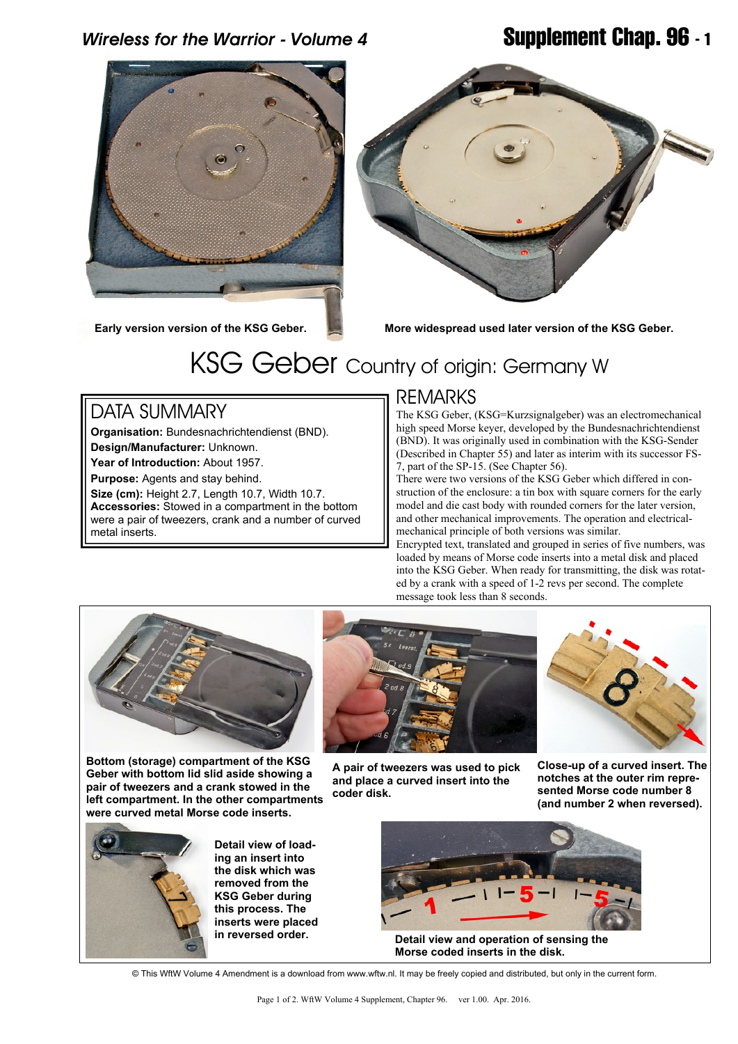Early version version of the KSG Geber.

More widespread used later version of the KSG Geber.

# KSG Geber Country of origin: Germany W

## DATA SUMMARY

**Organisation:** Bundesnachrichtendienst (BND).
**Design/Manufacturer:** Unknown.
**Year of Introduction:** About 1957.
**Purpose:** Agents and stay behind.
**Size (cm):** Height 2.7, Length 10.7, Width 10.7.
**Accessories:** Stowed in a compartment in the bottom were a pair of tweezers, crank and a number of curved metal inserts.

## REMARKS

The KSG Geber, (KSG=Kurzsignalgeber) was an electromechanical high speed Morse keyer, developed by the Bundesnachrichtendienst (BND). It was originally used in combination with the KSG-Sender (Described in Chapter 55) and later as interim with its successor FS-7, part of the SP-15. (See Chapter 56).

There were two versions of the KSG Geber which differed in construction of the enclosure: a tin box with square corners for the early model and die cast body with rounded corners for the later version, and other mechanical improvements. The operation and electrical-mechanical principle of both versions was similar.

Encrypted text, translated and grouped in series of five numbers, was loaded by means of Morse code inserts into a metal disk and placed into the KSG Geber. When ready for transmitting, the disk was rotated by a crank with a speed of 1-2 revs per second. The complete message took less than 8 seconds.

**Bottom (storage) compartment of the KSG Geber with bottom lid slid aside showing a pair of tweezers and a crank stowed in the left compartment. In the other compartments were curved metal Morse code inserts.**

**A pair of tweezers was used to pick and place a curved insert into the coder disk.**

**Close-up of a curved insert. The notches at the outer rim represented Morse code number 8 (and number 2 when reversed).**

**Detail view of loading an insert into the disk which was removed from the KSG Geber during this process. The inserts were placed in reversed order.**

**Detail view and operation of sensing the Morse coded inserts in the disk.**

© This WftW Volume 4 Amendment is a download from www.wftw.nl. It may be freely copied and distributed, but only in the current form.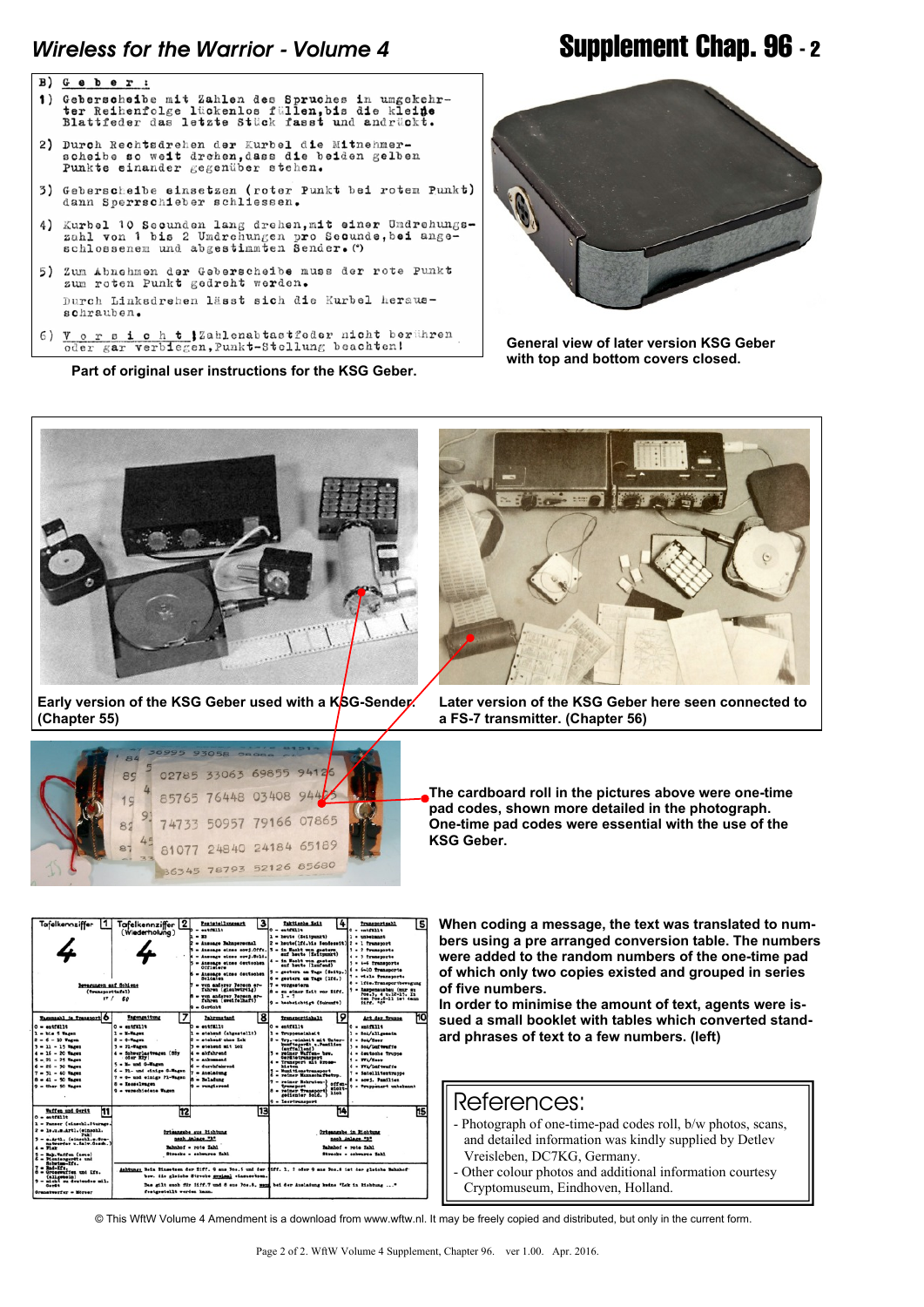B) G e b e r :

1) Geberscheibe mit Zahlen des Spruches in umgekehrter Reihenfolge lückenlos füllen, bis die kleine Blattfeder das letzte Stück faßt und andrückt.

2) Durch Rechtsdrehen der Kurbel die Mitnehmerscheibe so weit drehen, daß die beiden gelben Punkte einander gegenüber stehen.

3) Geberscheibe einsetzen (roter Punkt bei rotem Punkt) dann Sperrschieber schliessen.

4) Kurbel 10 Secunden lang drehen, mit einer Umdrehungszahl von 1 bis 2 Umdrehungen pro Secunde, bei angeschlossenem und abgestimmten Sender. (*)

5) Zum Abnehmen der Geberscheibe muss der rote Punkt zum roten Punkt gedreht werden.

Durch Linksdrehen lässt sich die Kurbel herausschrauben.

6) V o r s i c h t ! Zahlenabtastfeder nicht berühren oder gar verbiegen, Punkt-Stellung beachten!

Part of original user instructions for the KSG Geber.

General view of later version KSG Geber with top and bottom covers closed.

Early version of the KSG Geber used with a KSG-Sender. (Chapter 55)

Later version of the KSG Geber here seen connected to a FS-7 transmitter. (Chapter 56)

The cardboard roll in the pictures above were one-time pad codes, shown more detailed in the photograph. One-time pad codes were essential with the use of the KSG Geber.

When coding a message, the text was translated to numbers using a pre arranged conversion table. The numbers were added to the random numbers of the one-time pad of which only two copies existed and grouped in series of five numbers.

In order to minimise the amount of text, agents were issued a small booklet with tables which converted standard phrases of text to a few numbers. (left)

## References:

- Photograph of one-time-pad codes roll, b/w photos, scans, and detailed information was kindly supplied by Detlev Vreisleben, DC7KG, Germany.
- Other colour photos and additional information courtesy Cryptomuseum, Eindhoven, Holland.

© This WftW Volume 4 Amendment is a download from www.wftw.nl. It may be freely copied and distributed, but only in the current form.